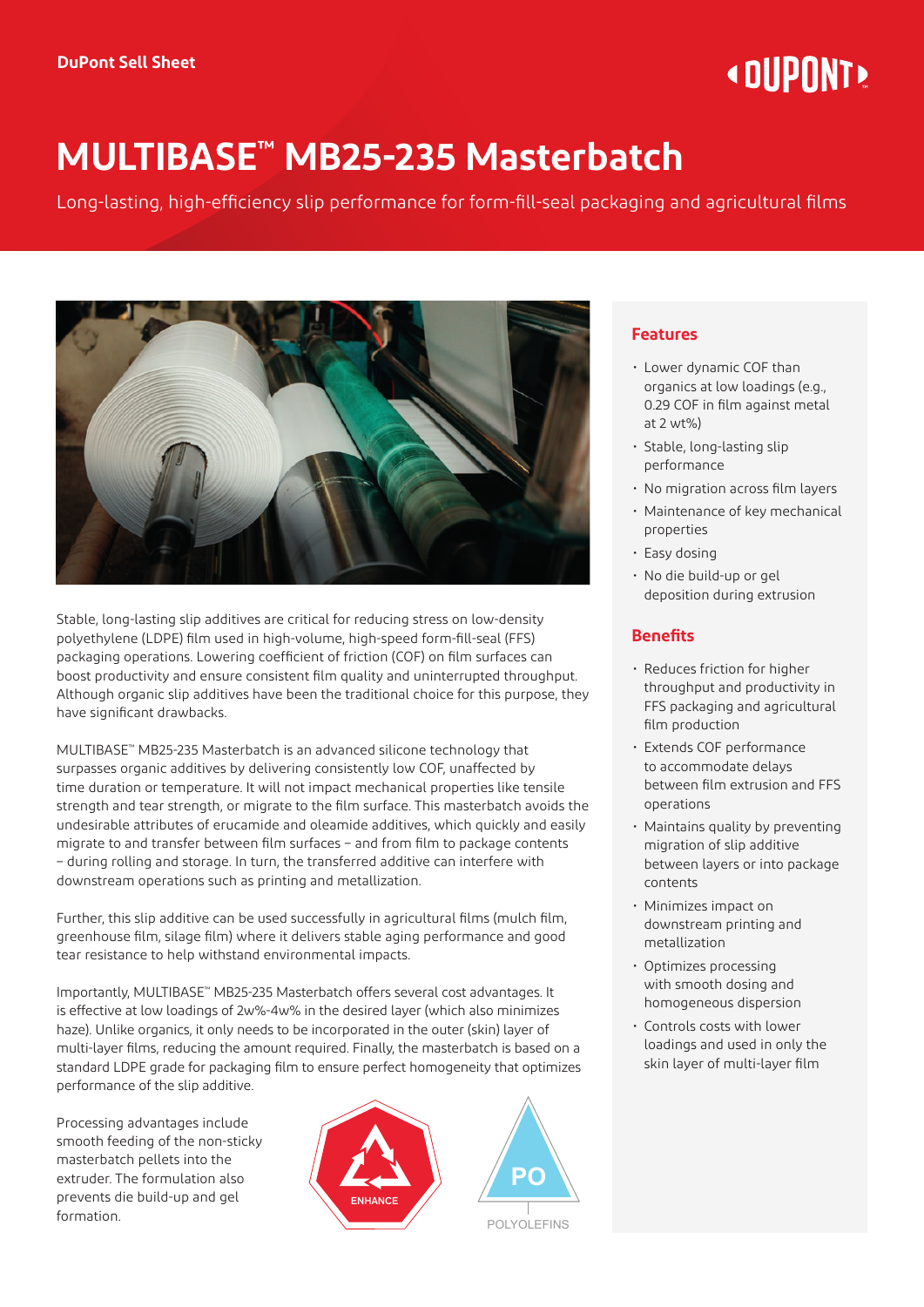DuPont Sell Sheet

# MULTIBASE™ MB25-235 Masterbatch

Long-lasting, high-efficiency slip performance for form-fill-seal packaging and agricultural films

Stable, long-lasting slip additives are critical for reducing stress on low-density polyethylene (LDPE) film used in high-volume, high-speed form-fill-seal (FFS) packaging operations. Lowering coefficient of friction (COF) on film surfaces can boost productivity and ensure consistent film quality and uninterrupted throughput. Although organic slip additives have been the traditional choice for this purpose, they have significant drawbacks.

MULTIBASE™ MB25-235 Masterbatch is an advanced silicone technology that surpasses organic additives by delivering consistently low COF, unaffected by time duration or temperature. It will not impact mechanical properties like tensile strength and tear strength, or migrate to the film surface. This masterbatch avoids the undesirable attributes of erucamide and oleamide additives, which quickly and easily migrate to and transfer between film surfaces – and from film to package contents – during rolling and storage. In turn, the transferred additive can interfere with downstream operations such as printing and metallization.

Further, this slip additive can be used successfully in agricultural films (mulch film, greenhouse film, silage film) where it delivers stable aging performance and good tear resistance to help withstand environmental impacts.

Importantly, MULTIBASE™ MB25-235 Masterbatch offers several cost advantages. It is effective at low loadings of 2w%-4w% in the desired layer (which also minimizes haze). Unlike organics, it only needs to be incorporated in the outer (skin) layer of multi-layer films, reducing the amount required. Finally, the masterbatch is based on a standard LDPE grade for packaging film to ensure perfect homogeneity that optimizes performance of the slip additive.

Processing advantages include smooth feeding of the non-sticky masterbatch pellets into the extruder. The formulation also prevents die build-up and gel formation.

ENHANCE

PO
POLYOLEFINS

## Features

- Lower dynamic COF than organics at low loadings (e.g., 0.29 COF in film against metal at 2 wt%)
- Stable, long-lasting slip performance
- No migration across film layers
- Maintenance of key mechanical properties
- Easy dosing
- No die build-up or gel deposition during extrusion

## Benefits

- Reduces friction for higher throughput and productivity in FFS packaging and agricultural film production
- Extends COF performance to accommodate delays between film extrusion and FFS operations
- Maintains quality by preventing migration of slip additive between layers or into package contents
- Minimizes impact on downstream printing and metallization
- Optimizes processing with smooth dosing and homogeneous dispersion
- Controls costs with lower loadings and used in only the skin layer of multi-layer film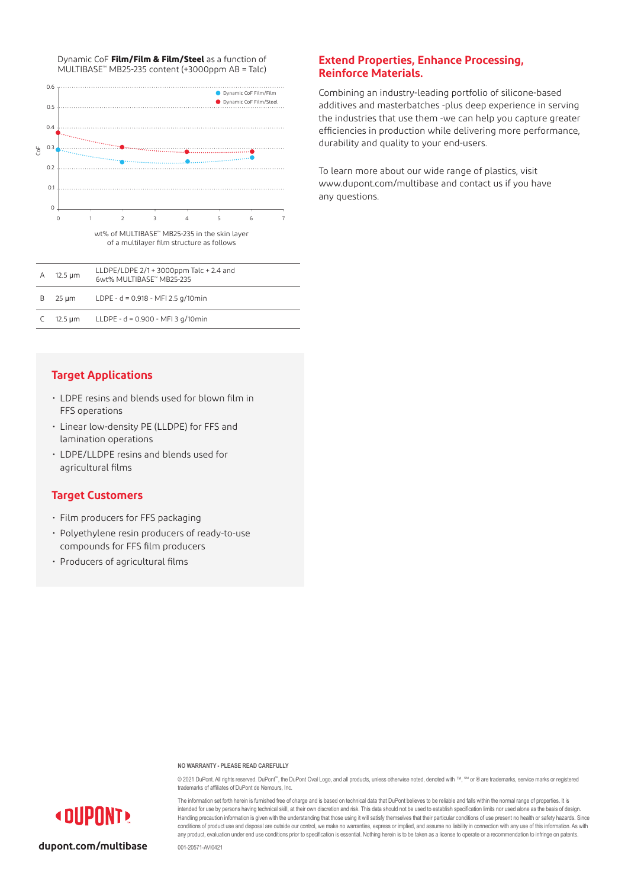Dynamic CoF **Film/Film & Film/Steel** as a function of MULTIBASE™ MB25-235 content (+3000ppm AB = Talc)

Dynamic CoF Film/Film

Dynamic CoF Film/Steel

CoF

0.6

0.5

0.4

0.3

0.2

0.1

0

0 1 2 3 4 5 6 7

wt% of MULTIBASE™ MB25-235 in the skin layer of a multilayer film structure as follows

| | | |
|---|---|---|
| A | 12.5 µm | LLDPE/LDPE 2/1 + 3000ppm Talc + 2.4 and 6wt% MULTIBASE™ MB25-235 |
| B | 25 µm | LDPE - d = 0.918 - MFI 2.5 g/10min |
| C | 12.5 µm | LLDPE - d = 0.900 - MFI 3 g/10min |

## Target Applications

- LDPE resins and blends used for blown film in FFS operations
- Linear low-density PE (LLDPE) for FFS and lamination operations
- LDPE/LLDPE resins and blends used for agricultural films

## Target Customers

- Film producers for FFS packaging
- Polyethylene resin producers of ready-to-use compounds for FFS film producers
- Producers of agricultural films

## Extend Properties, Enhance Processing, Reinforce Materials.

Combining an industry-leading portfolio of silicone-based additives and masterbatches -plus deep experience in serving the industries that use them -we can help you capture greater efficiencies in production while delivering more performance, durability and quality to your end-users.

To learn more about our wide range of plastics, visit www.dupont.com/multibase and contact us if you have any questions.

**NO WARRANTY - PLEASE READ CAREFULLY**

© 2021 DuPont. All rights reserved. DuPont™, the DuPont Oval Logo, and all products, unless otherwise noted, denoted with ™, ℠ or ® are trademarks, service marks or registered trademarks of affiliates of DuPont de Nemours, Inc.

The information set forth herein is furnished free of charge and is based on technical data that DuPont believes to be reliable and falls within the normal range of properties. It is intended for use by persons having technical skill, at their own discretion and risk. This data should not be used to establish specification limits nor used alone as the basis of design. Handling precaution information is given with the understanding that those using it will satisfy themselves that their particular conditions of use present no health or safety hazards. Since conditions of product use and disposal are outside our control, we make no warranties, express or implied, and assume no liability in connection with any use of this information. As with any product, evaluation under end use conditions prior to specification is essential. Nothing herein is to be taken as a license to operate or a recommendation to infringe on patents.

001-20571-AVI0421

DUPONT

**dupont.com/multibase**